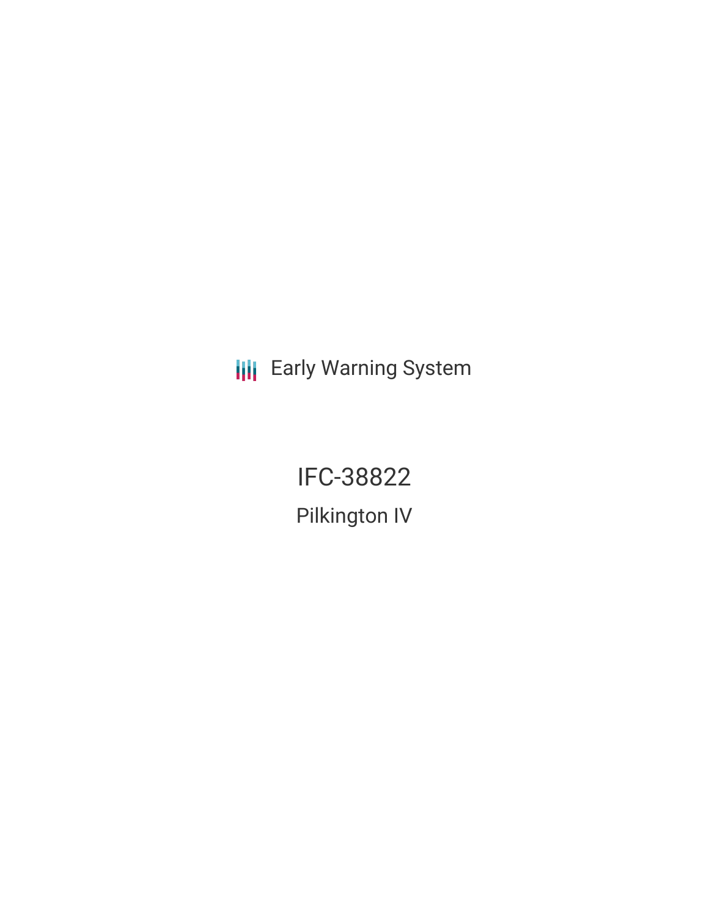Early Warning System

# IFC-38822

## Pilkington IV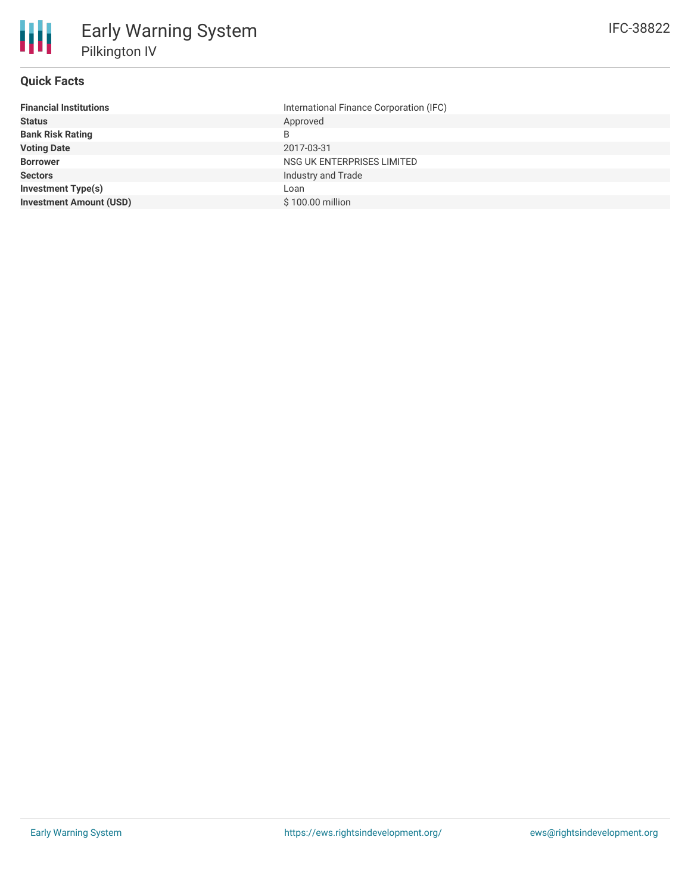# Early Warning System

## Pilkington IV

IFC-38822

### Quick Facts

| | |
|---|---|
| **Financial Institutions** | International Finance Corporation (IFC) |
| **Status** | Approved |
| **Bank Risk Rating** | B |
| **Voting Date** | 2017-03-31 |
| **Borrower** | NSG UK ENTERPRISES LIMITED |
| **Sectors** | Industry and Trade |
| **Investment Type(s)** | Loan |
| **Investment Amount (USD)** | $ 100.00 million |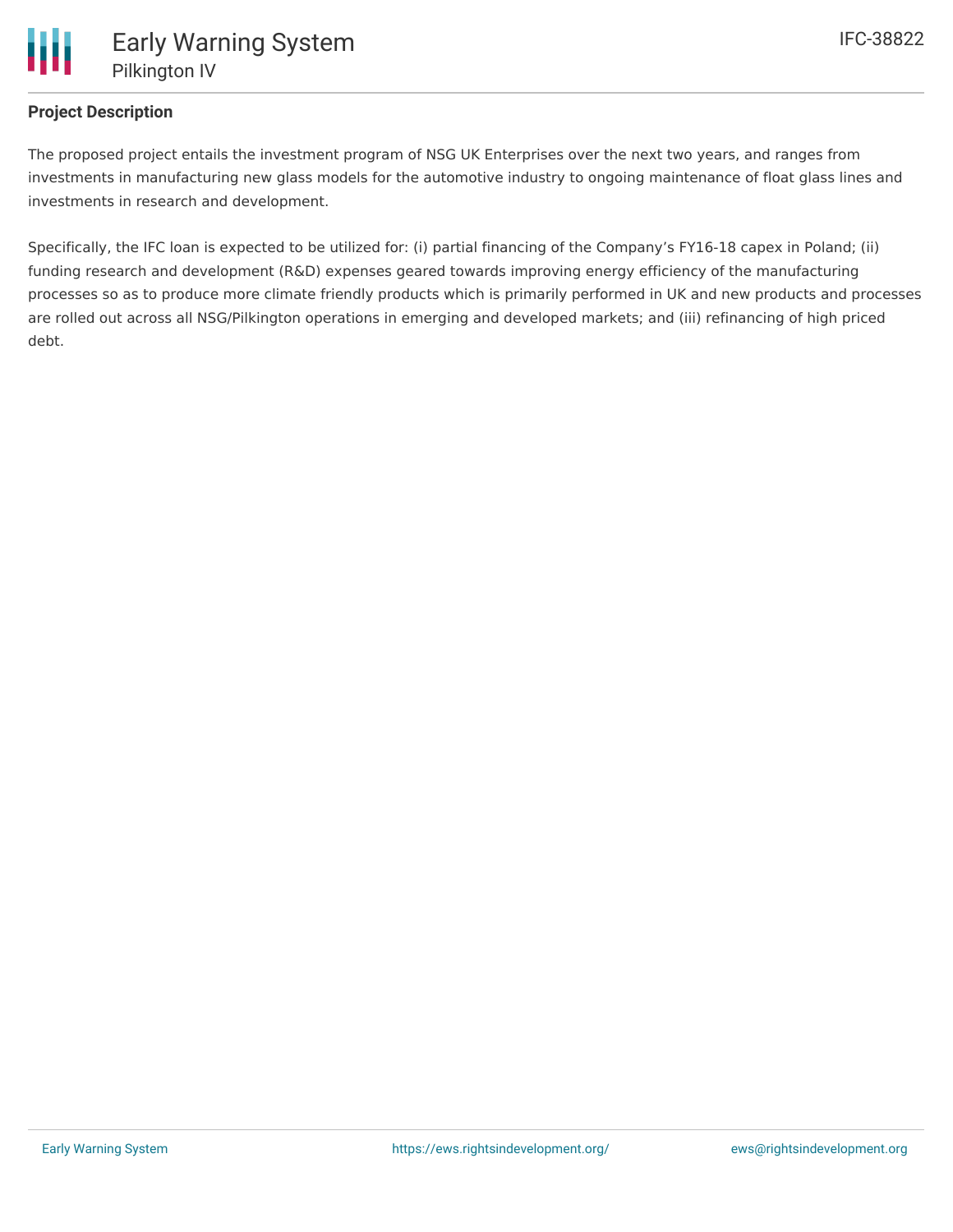**Project Description**

The proposed project entails the investment program of NSG UK Enterprises over the next two years, and ranges from investments in manufacturing new glass models for the automotive industry to ongoing maintenance of float glass lines and investments in research and development.

Specifically, the IFC loan is expected to be utilized for: (i) partial financing of the Company's FY16-18 capex in Poland; (ii) funding research and development (R&D) expenses geared towards improving energy efficiency of the manufacturing processes so as to produce more climate friendly products which is primarily performed in UK and new products and processes are rolled out across all NSG/Pilkington operations in emerging and developed markets; and (iii) refinancing of high priced debt.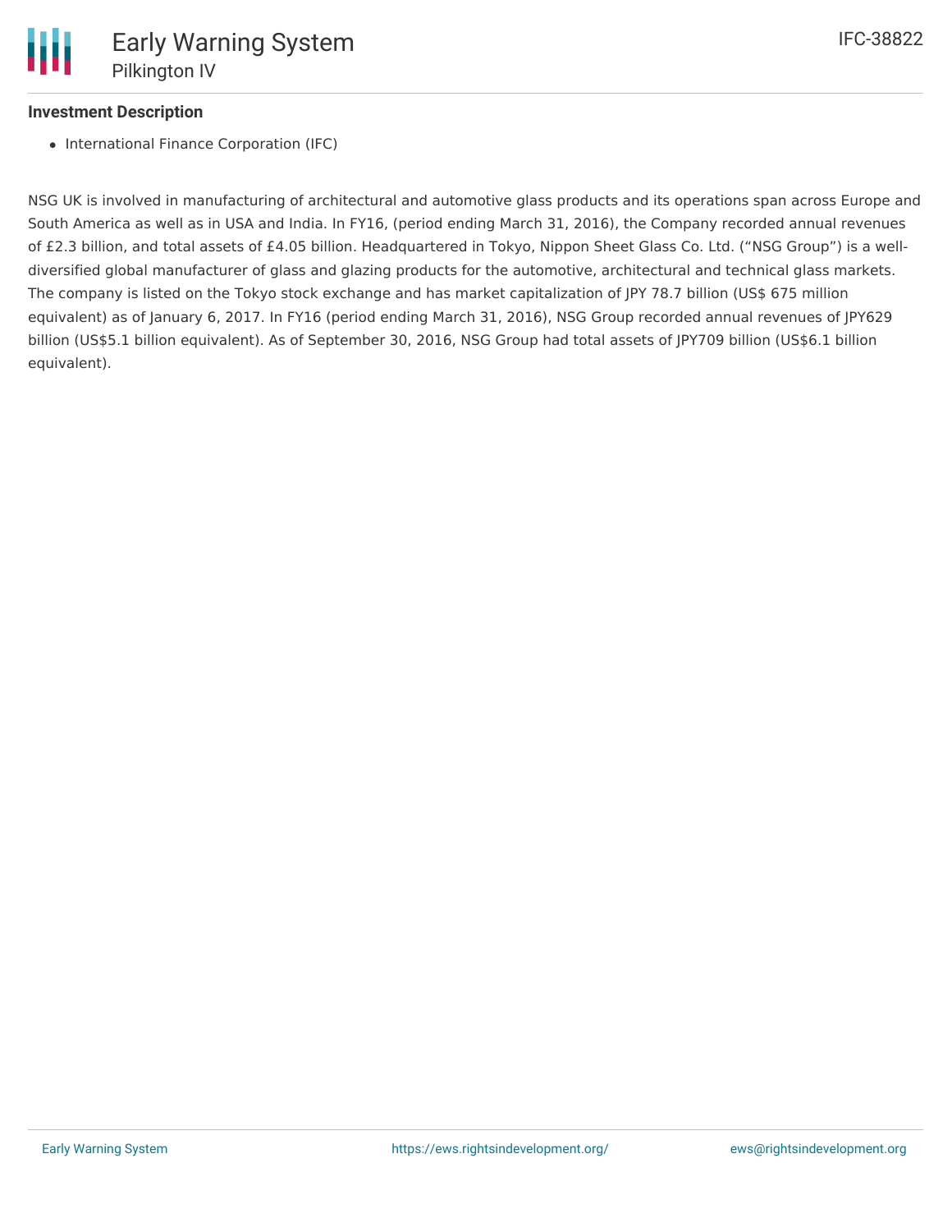**Investment Description**

- International Finance Corporation (IFC)

NSG UK is involved in manufacturing of architectural and automotive glass products and its operations span across Europe and South America as well as in USA and India. In FY16, (period ending March 31, 2016), the Company recorded annual revenues of £2.3 billion, and total assets of £4.05 billion. Headquartered in Tokyo, Nippon Sheet Glass Co. Ltd. ("NSG Group") is a well-diversified global manufacturer of glass and glazing products for the automotive, architectural and technical glass markets. The company is listed on the Tokyo stock exchange and has market capitalization of JPY 78.7 billion (US$ 675 million equivalent) as of January 6, 2017. In FY16 (period ending March 31, 2016), NSG Group recorded annual revenues of JPY629 billion (US$5.1 billion equivalent). As of September 30, 2016, NSG Group had total assets of JPY709 billion (US$6.1 billion equivalent).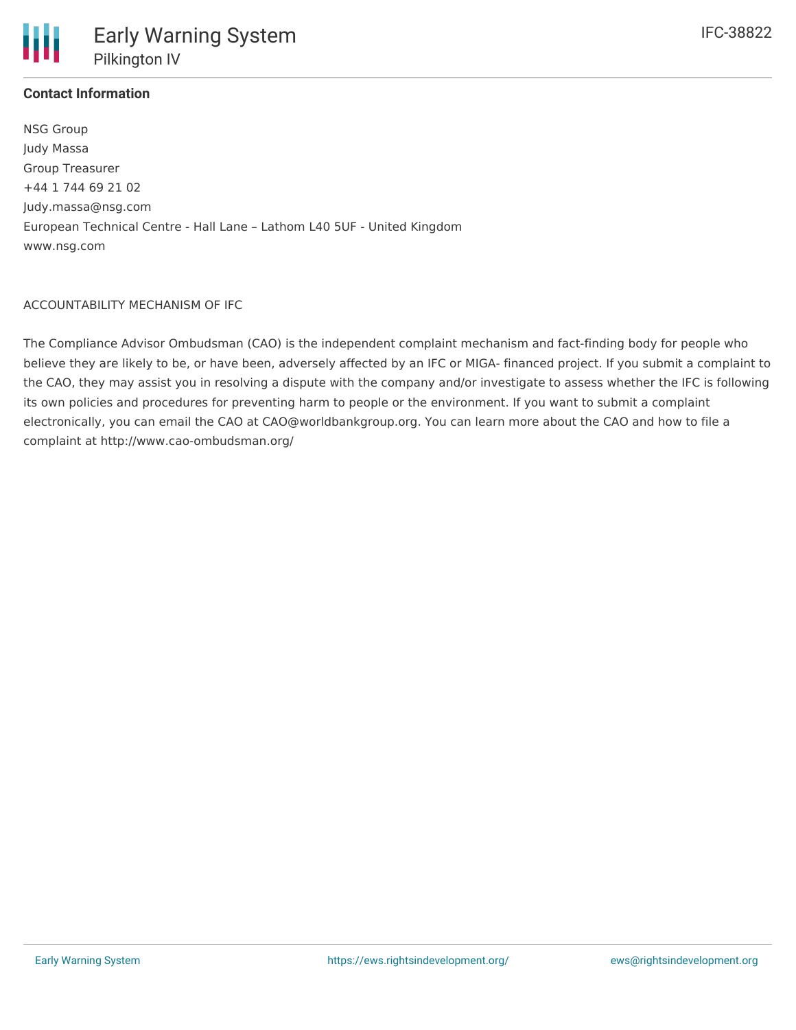**Contact Information**

NSG Group
Judy Massa
Group Treasurer
+44 1 744 69 21 02
Judy.massa@nsg.com
European Technical Centre - Hall Lane – Lathom L40 5UF - United Kingdom
www.nsg.com

ACCOUNTABILITY MECHANISM OF IFC

The Compliance Advisor Ombudsman (CAO) is the independent complaint mechanism and fact-finding body for people who believe they are likely to be, or have been, adversely affected by an IFC or MIGA- financed project. If you submit a complaint to the CAO, they may assist you in resolving a dispute with the company and/or investigate to assess whether the IFC is following its own policies and procedures for preventing harm to people or the environment. If you want to submit a complaint electronically, you can email the CAO at CAO@worldbankgroup.org. You can learn more about the CAO and how to file a complaint at http://www.cao-ombudsman.org/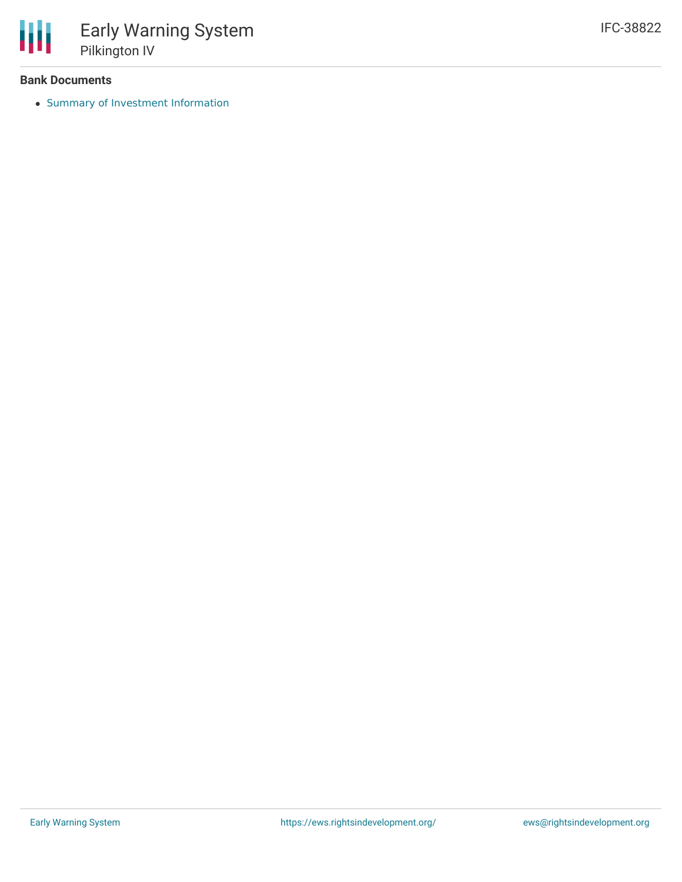**Bank Documents**

- Summary of Investment Information